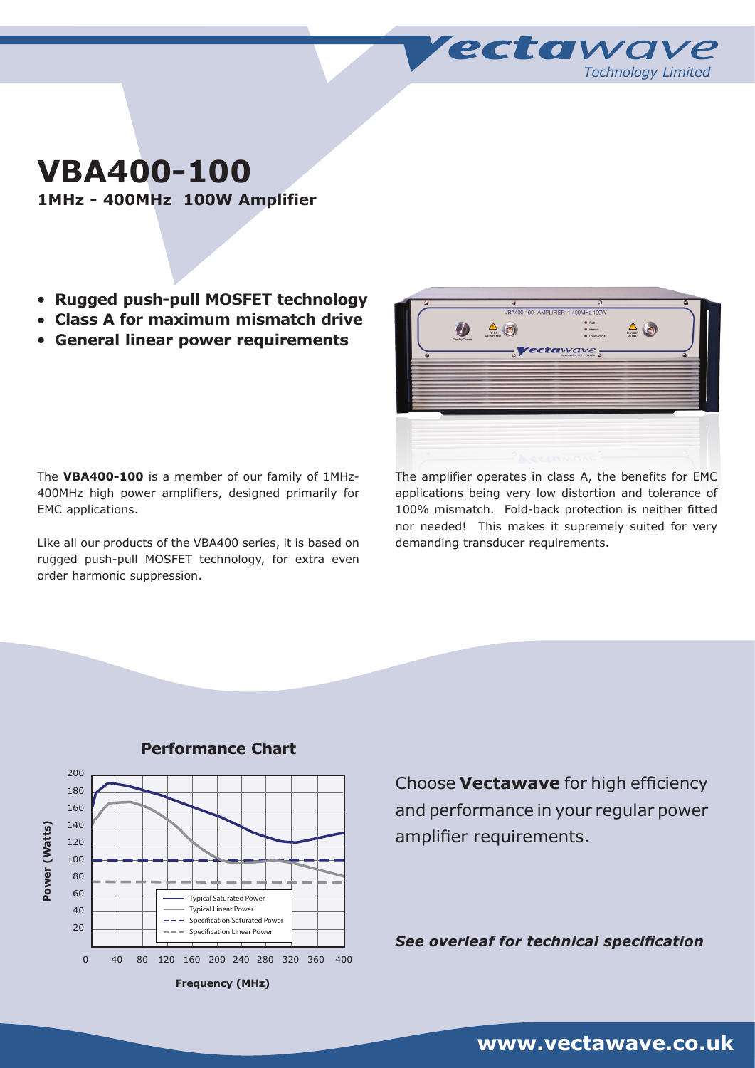# VBA400-100

**1MHz - 400MHz 100W Amplifier**

- **Rugged push-pull MOSFET technology**
- **Class A for maximum mismatch drive**
- **General linear power requirements**

The **VBA400-100** is a member of our family of 1MHz-400MHz high power amplifiers, designed primarily for EMC applications.

Like all our products of the VBA400 series, it is based on rugged push-pull MOSFET technology, for extra even order harmonic suppression.

The amplifier operates in class A, the benefits for EMC applications being very low distortion and tolerance of 100% mismatch. Fold-back protection is neither fitted nor needed! This makes it supremely suited for very demanding transducer requirements.

## Performance Chart

Power (Watts) vs Frequency (MHz)

- Typical Saturated Power
- Typical Linear Power
- Specification Saturated Power
- Specification Linear Power

Choose **Vectawave** for high efficiency and performance in your regular power amplifier requirements.

***See overleaf for technical specification***

**www.vectawave.co.uk**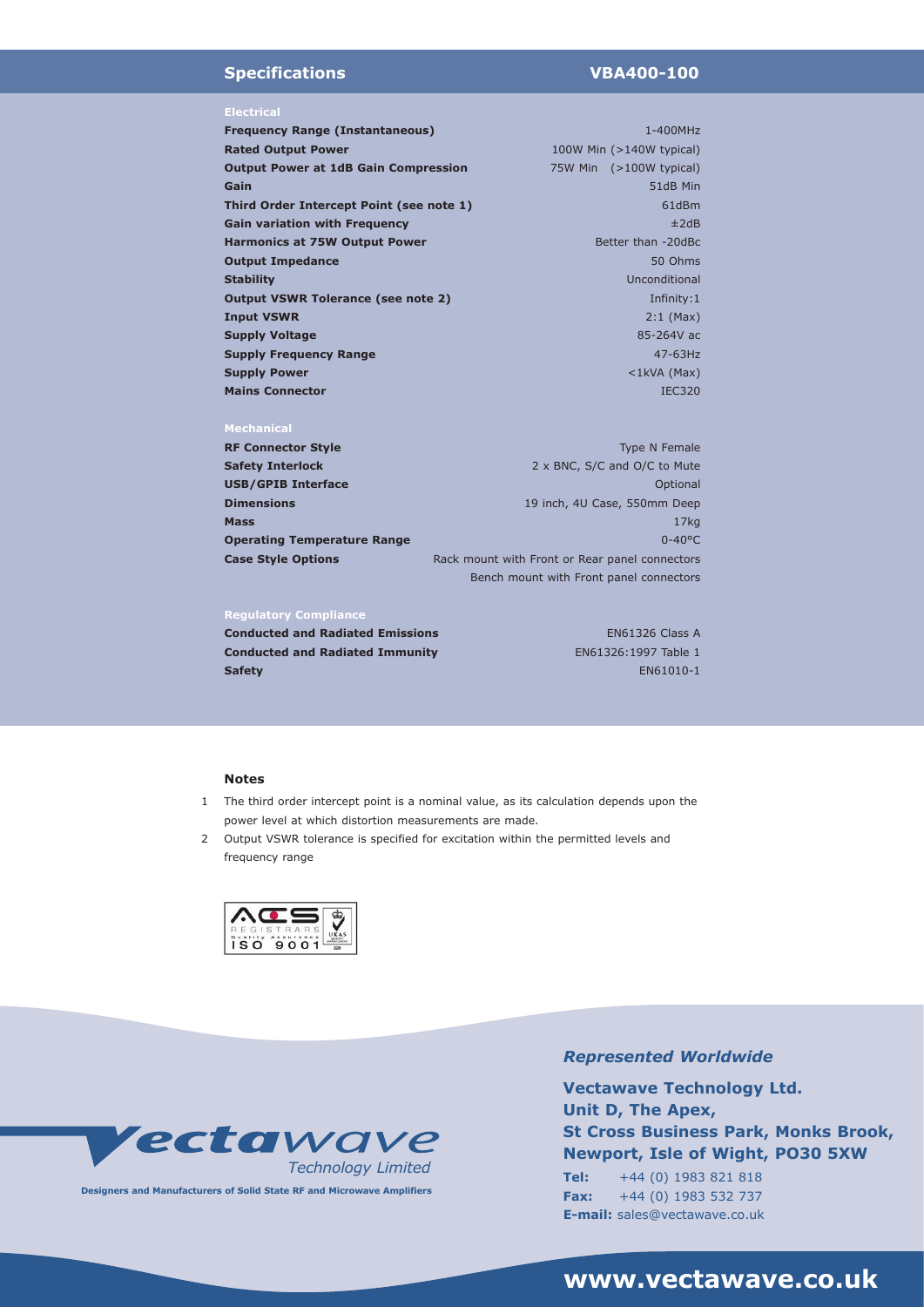## Specifications — VBA400-100

### Electrical

| | |
|---|---|
| **Frequency Range (Instantaneous)** | 1-400MHz |
| **Rated Output Power** | 100W Min (>140W typical) |
| **Output Power at 1dB Gain Compression** | 75W Min (>100W typical) |
| **Gain** | 51dB Min |
| **Third Order Intercept Point (see note 1)** | 61dBm |
| **Gain variation with Frequency** | ±2dB |
| **Harmonics at 75W Output Power** | Better than -20dBc |
| **Output Impedance** | 50 Ohms |
| **Stability** | Unconditional |
| **Output VSWR Tolerance (see note 2)** | Infinity:1 |
| **Input VSWR** | 2:1 (Max) |
| **Supply Voltage** | 85-264V ac |
| **Supply Frequency Range** | 47-63Hz |
| **Supply Power** | <1kVA (Max) |
| **Mains Connector** | IEC320 |

### Mechanical

| | |
|---|---|
| **RF Connector Style** | Type N Female |
| **Safety Interlock** | 2 x BNC, S/C and O/C to Mute |
| **USB/GPIB Interface** | Optional |
| **Dimensions** | 19 inch, 4U Case, 550mm Deep |
| **Mass** | 17kg |
| **Operating Temperature Range** | 0-40°C |
| **Case Style Options** | Rack mount with Front or Rear panel connectors<br>Bench mount with Front panel connectors |

### Regulatory Compliance

| | |
|---|---|
| **Conducted and Radiated Emissions** | EN61326 Class A |
| **Conducted and Radiated Immunity** | EN61326:1997 Table 1 |
| **Safety** | EN61010-1 |

**Notes**

1. The third order intercept point is a nominal value, as its calculation depends upon the power level at which distortion measurements are made.
2. Output VSWR tolerance is specified for excitation within the permitted levels and frequency range

ACS REGISTRARS Quality Assurance ISO 9001 UKAS

Vectawave Technology Limited

Designers and Manufacturers of Solid State RF and Microwave Amplifiers

*Represented Worldwide*

**Vectawave Technology Ltd.**
**Unit D, The Apex,**
**St Cross Business Park, Monks Brook,**
**Newport, Isle of Wight, PO30 5XW**

**Tel:** +44 (0) 1983 821 818
**Fax:** +44 (0) 1983 532 737
**E-mail:** sales@vectawave.co.uk

**www.vectawave.co.uk**